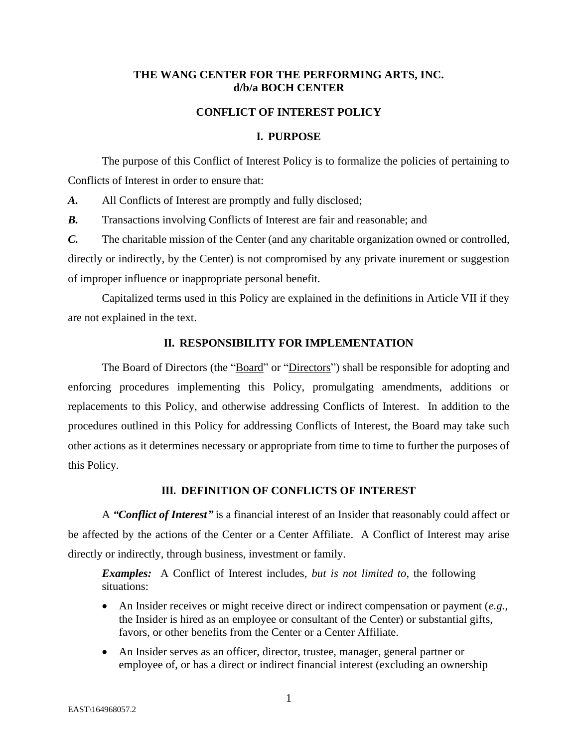# THE WANG CENTER FOR THE PERFORMING ARTS, INC.
# d/b/a BOCH CENTER

## CONFLICT OF INTEREST POLICY

### I. PURPOSE

The purpose of this Conflict of Interest Policy is to formalize the policies of pertaining to Conflicts of Interest in order to ensure that:

***A.*** All Conflicts of Interest are promptly and fully disclosed;

***B.*** Transactions involving Conflicts of Interest are fair and reasonable; and

***C.*** The charitable mission of the Center (and any charitable organization owned or controlled, directly or indirectly, by the Center) is not compromised by any private inurement or suggestion of improper influence or inappropriate personal benefit.

Capitalized terms used in this Policy are explained in the definitions in Article VII if they are not explained in the text.

### II. RESPONSIBILITY FOR IMPLEMENTATION

The Board of Directors (the "Board" or "Directors") shall be responsible for adopting and enforcing procedures implementing this Policy, promulgating amendments, additions or replacements to this Policy, and otherwise addressing Conflicts of Interest. In addition to the procedures outlined in this Policy for addressing Conflicts of Interest, the Board may take such other actions as it determines necessary or appropriate from time to time to further the purposes of this Policy.

### III. DEFINITION OF CONFLICTS OF INTEREST

A ***"Conflict of Interest"*** is a financial interest of an Insider that reasonably could affect or be affected by the actions of the Center or a Center Affiliate. A Conflict of Interest may arise directly or indirectly, through business, investment or family.

***Examples:*** A Conflict of Interest includes, *but is not limited to*, the following situations:

- An Insider receives or might receive direct or indirect compensation or payment (*e.g.*, the Insider is hired as an employee or consultant of the Center) or substantial gifts, favors, or other benefits from the Center or a Center Affiliate.
- An Insider serves as an officer, director, trustee, manager, general partner or employee of, or has a direct or indirect financial interest (excluding an ownership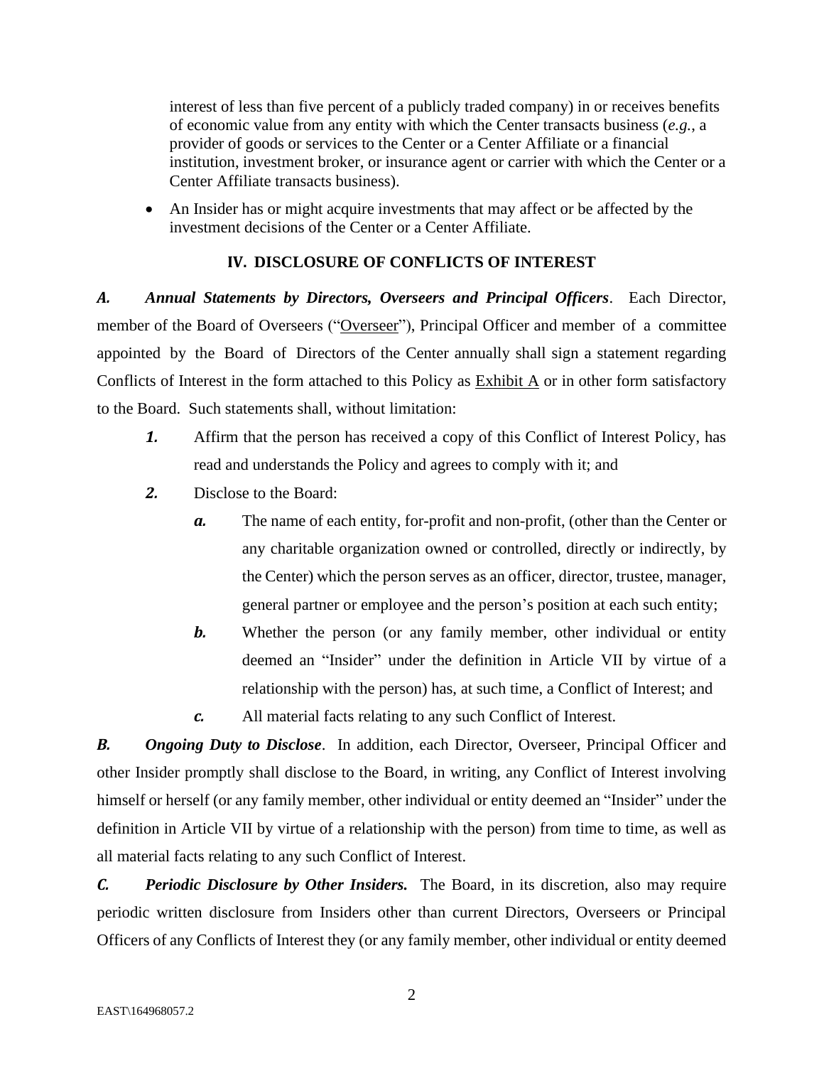interest of less than five percent of a publicly traded company) in or receives benefits of economic value from any entity with which the Center transacts business (*e.g.*, a provider of goods or services to the Center or a Center Affiliate or a financial institution, investment broker, or insurance agent or carrier with which the Center or a Center Affiliate transacts business).

- An Insider has or might acquire investments that may affect or be affected by the investment decisions of the Center or a Center Affiliate.

## IV. DISCLOSURE OF CONFLICTS OF INTEREST

***A. Annual Statements by Directors, Overseers and Principal Officers***. Each Director, member of the Board of Overseers ("Overseer"), Principal Officer and member of a committee appointed by the Board of Directors of the Center annually shall sign a statement regarding Conflicts of Interest in the form attached to this Policy as Exhibit A or in other form satisfactory to the Board. Such statements shall, without limitation:

***1.*** Affirm that the person has received a copy of this Conflict of Interest Policy, has read and understands the Policy and agrees to comply with it; and

***2.*** Disclose to the Board:

***a.*** The name of each entity, for-profit and non-profit, (other than the Center or any charitable organization owned or controlled, directly or indirectly, by the Center) which the person serves as an officer, director, trustee, manager, general partner or employee and the person's position at each such entity;

***b.*** Whether the person (or any family member, other individual or entity deemed an "Insider" under the definition in Article VII by virtue of a relationship with the person) has, at such time, a Conflict of Interest; and

***c.*** All material facts relating to any such Conflict of Interest.

***B. Ongoing Duty to Disclose***. In addition, each Director, Overseer, Principal Officer and other Insider promptly shall disclose to the Board, in writing, any Conflict of Interest involving himself or herself (or any family member, other individual or entity deemed an "Insider" under the definition in Article VII by virtue of a relationship with the person) from time to time, as well as all material facts relating to any such Conflict of Interest.

***C. Periodic Disclosure by Other Insiders.*** The Board, in its discretion, also may require periodic written disclosure from Insiders other than current Directors, Overseers or Principal Officers of any Conflicts of Interest they (or any family member, other individual or entity deemed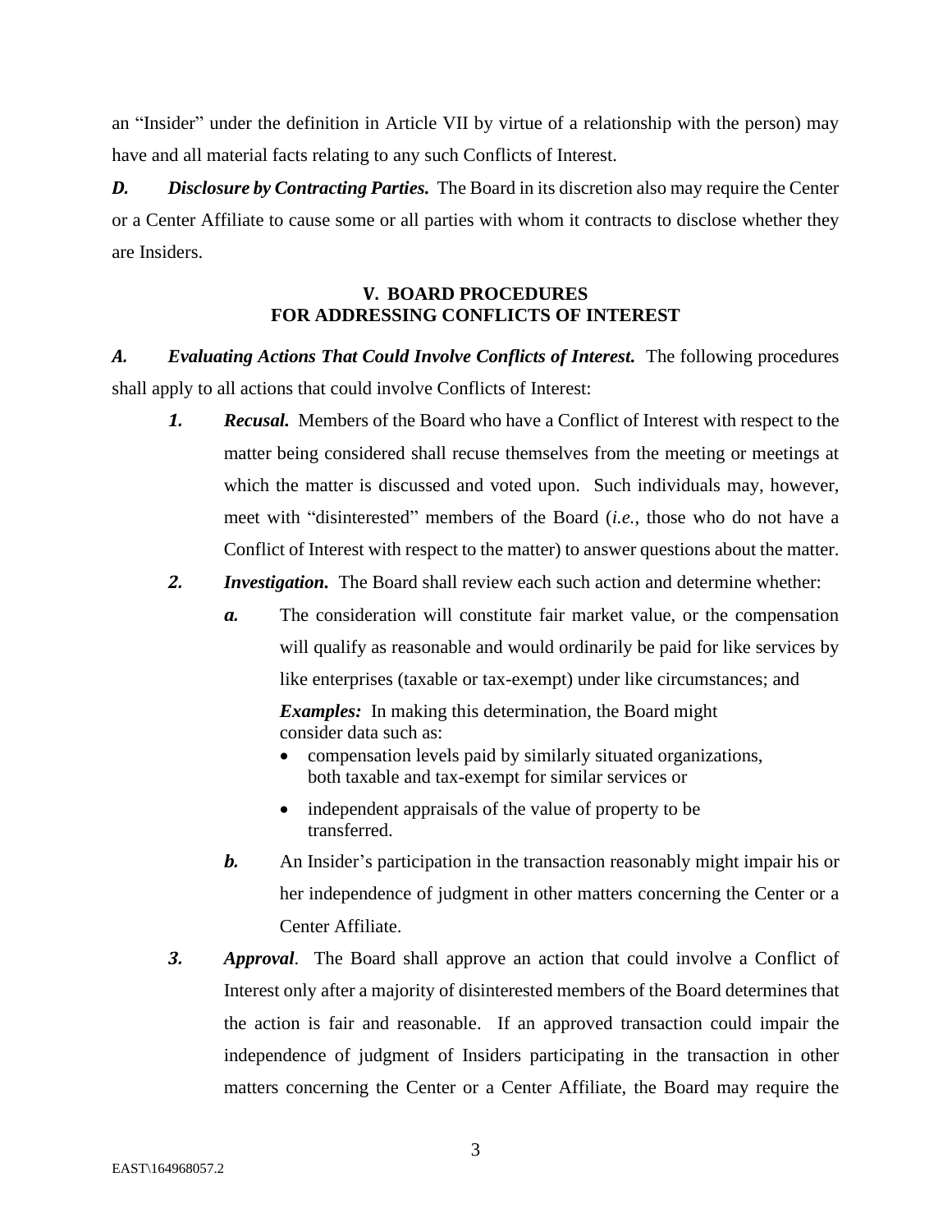an "Insider" under the definition in Article VII by virtue of a relationship with the person) may have and all material facts relating to any such Conflicts of Interest.

***D. Disclosure by Contracting Parties.*** The Board in its discretion also may require the Center or a Center Affiliate to cause some or all parties with whom it contracts to disclose whether they are Insiders.

## V. BOARD PROCEDURES FOR ADDRESSING CONFLICTS OF INTEREST

***A. Evaluating Actions That Could Involve Conflicts of Interest.*** The following procedures shall apply to all actions that could involve Conflicts of Interest:

***1. Recusal.*** Members of the Board who have a Conflict of Interest with respect to the matter being considered shall recuse themselves from the meeting or meetings at which the matter is discussed and voted upon. Such individuals may, however, meet with "disinterested" members of the Board (*i.e.*, those who do not have a Conflict of Interest with respect to the matter) to answer questions about the matter.

***2. Investigation.*** The Board shall review each such action and determine whether:

***a.*** The consideration will constitute fair market value, or the compensation will qualify as reasonable and would ordinarily be paid for like services by like enterprises (taxable or tax-exempt) under like circumstances; and

***Examples:*** In making this determination, the Board might consider data such as:

- compensation levels paid by similarly situated organizations, both taxable and tax-exempt for similar services or
- independent appraisals of the value of property to be transferred.

***b.*** An Insider's participation in the transaction reasonably might impair his or her independence of judgment in other matters concerning the Center or a Center Affiliate.

***3. Approval***. The Board shall approve an action that could involve a Conflict of Interest only after a majority of disinterested members of the Board determines that the action is fair and reasonable. If an approved transaction could impair the independence of judgment of Insiders participating in the transaction in other matters concerning the Center or a Center Affiliate, the Board may require the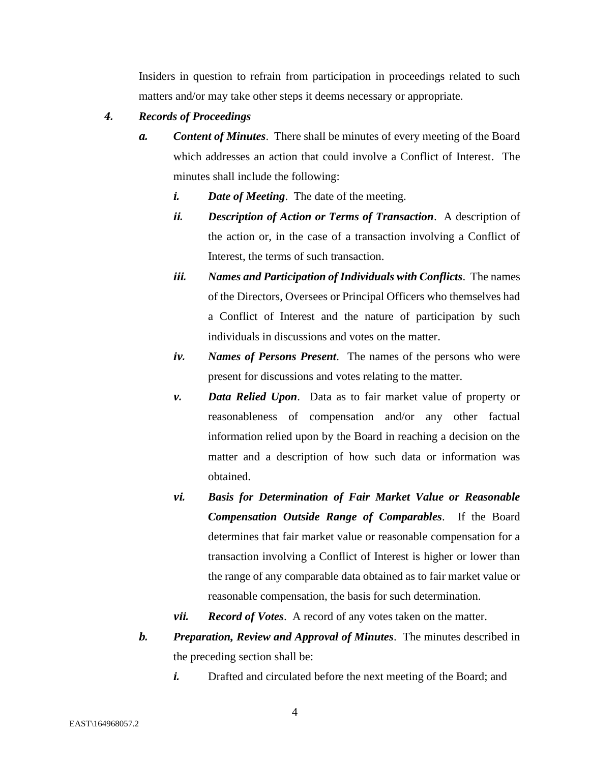Insiders in question to refrain from participation in proceedings related to such matters and/or may take other steps it deems necessary or appropriate.

4. ***Records of Proceedings***

   a. ***Content of Minutes***. There shall be minutes of every meeting of the Board which addresses an action that could involve a Conflict of Interest. The minutes shall include the following:

      i. ***Date of Meeting***. The date of the meeting.

      ii. ***Description of Action or Terms of Transaction***. A description of the action or, in the case of a transaction involving a Conflict of Interest, the terms of such transaction.

      iii. ***Names and Participation of Individuals with Conflicts***. The names of the Directors, Oversees or Principal Officers who themselves had a Conflict of Interest and the nature of participation by such individuals in discussions and votes on the matter.

      iv. ***Names of Persons Present***. The names of the persons who were present for discussions and votes relating to the matter.

      v. ***Data Relied Upon***. Data as to fair market value of property or reasonableness of compensation and/or any other factual information relied upon by the Board in reaching a decision on the matter and a description of how such data or information was obtained.

      vi. ***Basis for Determination of Fair Market Value or Reasonable Compensation Outside Range of Comparables***. If the Board determines that fair market value or reasonable compensation for a transaction involving a Conflict of Interest is higher or lower than the range of any comparable data obtained as to fair market value or reasonable compensation, the basis for such determination.

      vii. ***Record of Votes***. A record of any votes taken on the matter.

   b. ***Preparation, Review and Approval of Minutes***. The minutes described in the preceding section shall be:

      i. Drafted and circulated before the next meeting of the Board; and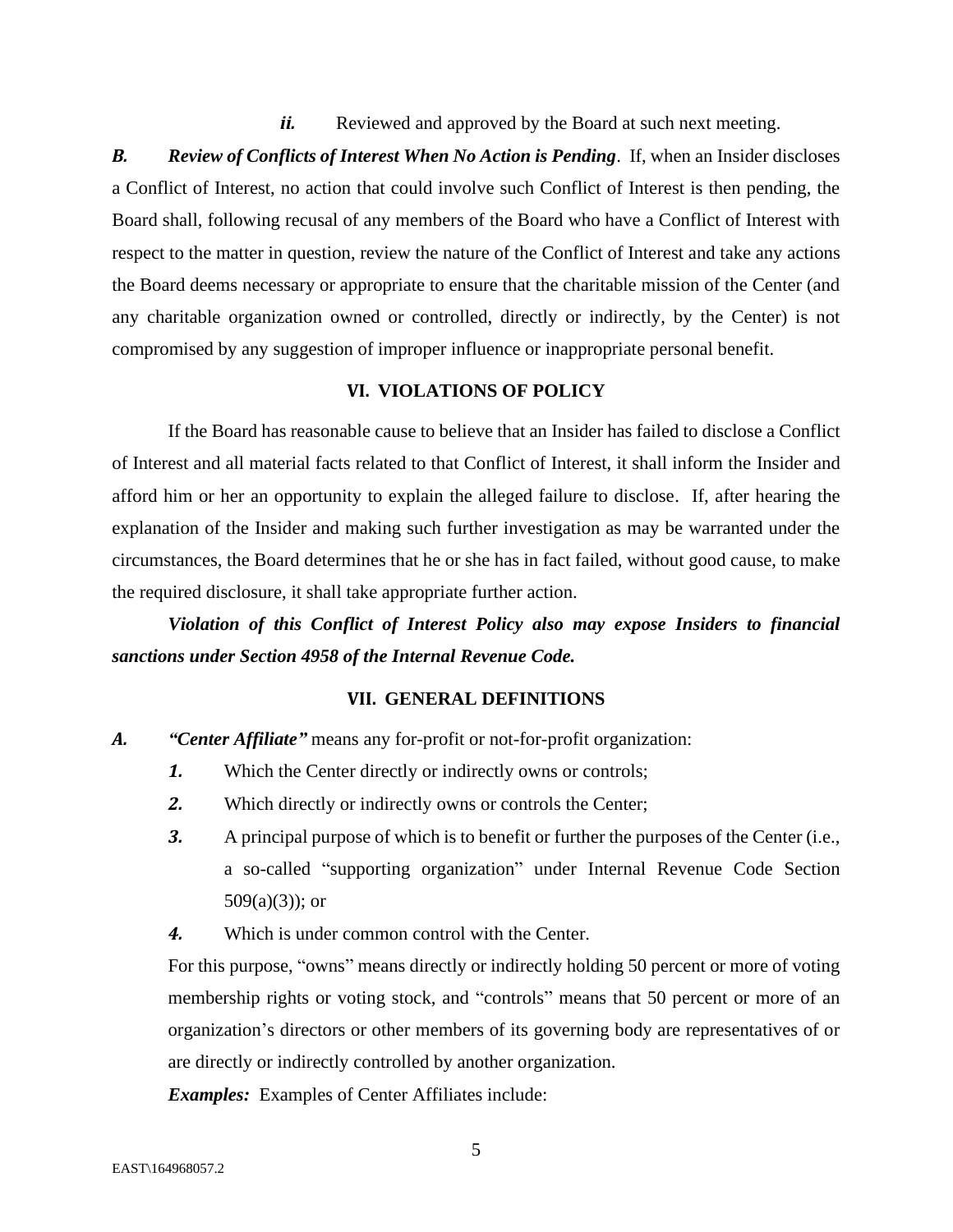*ii.* Reviewed and approved by the Board at such next meeting.

***B. Review of Conflicts of Interest When No Action is Pending***. If, when an Insider discloses a Conflict of Interest, no action that could involve such Conflict of Interest is then pending, the Board shall, following recusal of any members of the Board who have a Conflict of Interest with respect to the matter in question, review the nature of the Conflict of Interest and take any actions the Board deems necessary or appropriate to ensure that the charitable mission of the Center (and any charitable organization owned or controlled, directly or indirectly, by the Center) is not compromised by any suggestion of improper influence or inappropriate personal benefit.

## VI. VIOLATIONS OF POLICY

If the Board has reasonable cause to believe that an Insider has failed to disclose a Conflict of Interest and all material facts related to that Conflict of Interest, it shall inform the Insider and afford him or her an opportunity to explain the alleged failure to disclose. If, after hearing the explanation of the Insider and making such further investigation as may be warranted under the circumstances, the Board determines that he or she has in fact failed, without good cause, to make the required disclosure, it shall take appropriate further action.

***Violation of this Conflict of Interest Policy also may expose Insiders to financial sanctions under Section 4958 of the Internal Revenue Code.***

## VII. GENERAL DEFINITIONS

***A. "Center Affiliate"*** means any for-profit or not-for-profit organization:

1. Which the Center directly or indirectly owns or controls;
2. Which directly or indirectly owns or controls the Center;
3. A principal purpose of which is to benefit or further the purposes of the Center (i.e., a so-called "supporting organization" under Internal Revenue Code Section 509(a)(3)); or
4. Which is under common control with the Center.

For this purpose, "owns" means directly or indirectly holding 50 percent or more of voting membership rights or voting stock, and "controls" means that 50 percent or more of an organization's directors or other members of its governing body are representatives of or are directly or indirectly controlled by another organization.

***Examples:*** Examples of Center Affiliates include: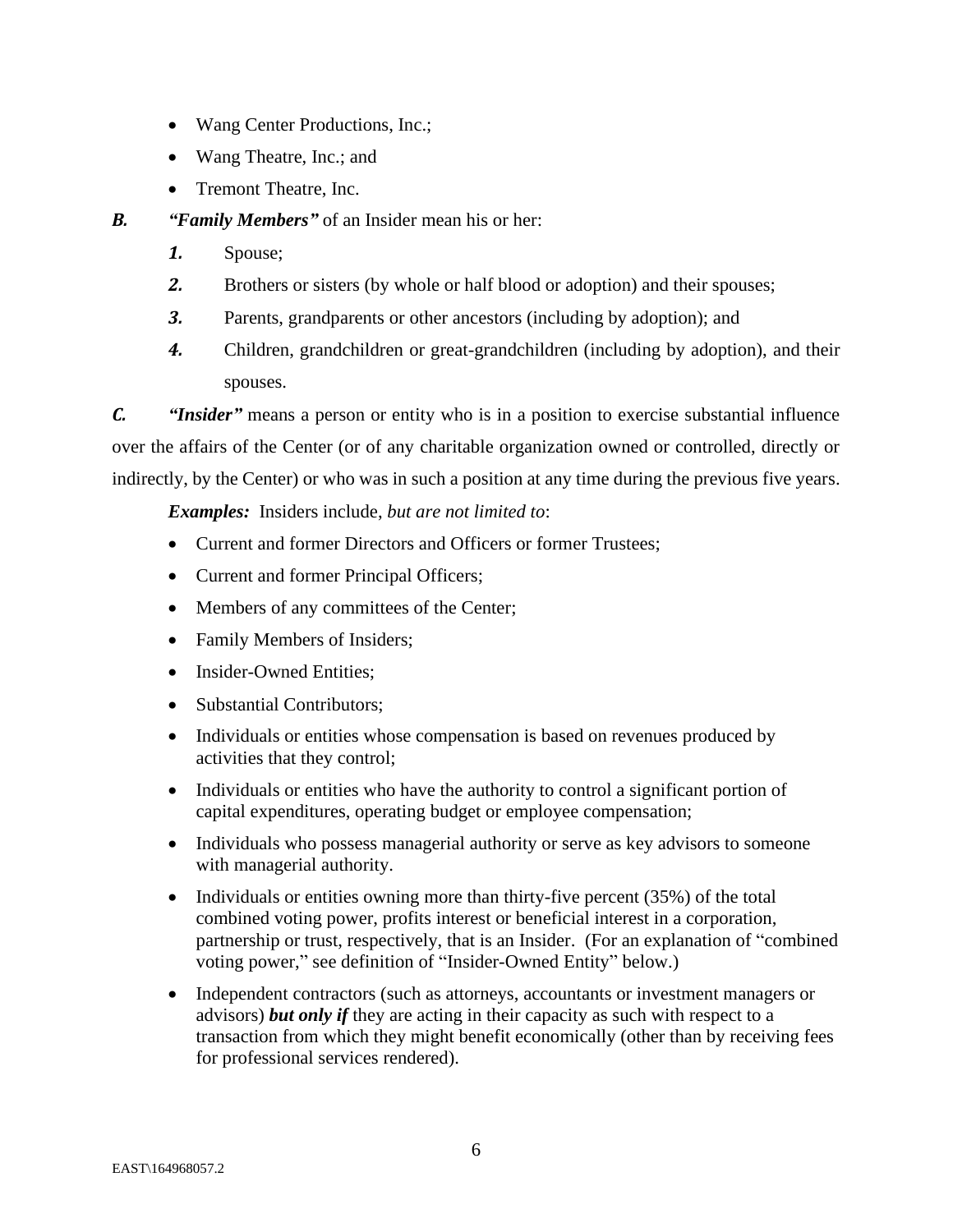- Wang Center Productions, Inc.;
- Wang Theatre, Inc.; and
- Tremont Theatre, Inc.

***B.*** ***"Family Members"*** of an Insider mean his or her:

***1.*** Spouse;

***2.*** Brothers or sisters (by whole or half blood or adoption) and their spouses;

***3.*** Parents, grandparents or other ancestors (including by adoption); and

***4.*** Children, grandchildren or great-grandchildren (including by adoption), and their spouses.

***C.*** ***"Insider"*** means a person or entity who is in a position to exercise substantial influence over the affairs of the Center (or of any charitable organization owned or controlled, directly or indirectly, by the Center) or who was in such a position at any time during the previous five years.

***Examples:*** Insiders include, *but are not limited to*:

- Current and former Directors and Officers or former Trustees;
- Current and former Principal Officers;
- Members of any committees of the Center;
- Family Members of Insiders;
- Insider-Owned Entities;
- Substantial Contributors;
- Individuals or entities whose compensation is based on revenues produced by activities that they control;
- Individuals or entities who have the authority to control a significant portion of capital expenditures, operating budget or employee compensation;
- Individuals who possess managerial authority or serve as key advisors to someone with managerial authority.
- Individuals or entities owning more than thirty-five percent (35%) of the total combined voting power, profits interest or beneficial interest in a corporation, partnership or trust, respectively, that is an Insider. (For an explanation of "combined voting power," see definition of "Insider-Owned Entity" below.)
- Independent contractors (such as attorneys, accountants or investment managers or advisors) ***but only if*** they are acting in their capacity as such with respect to a transaction from which they might benefit economically (other than by receiving fees for professional services rendered).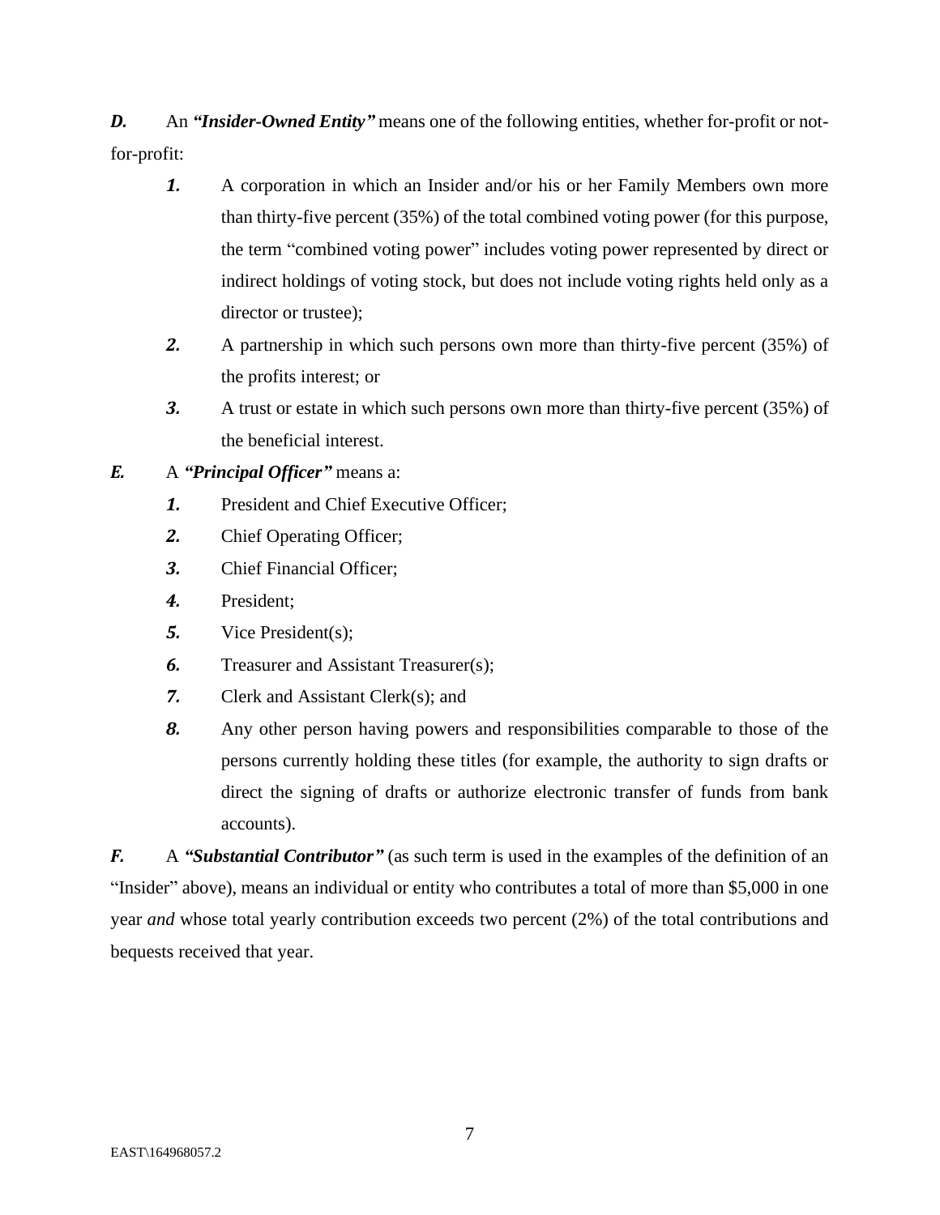***D.*** An ***"Insider-Owned Entity"*** means one of the following entities, whether for-profit or not-for-profit:

> ***1.*** A corporation in which an Insider and/or his or her Family Members own more than thirty-five percent (35%) of the total combined voting power (for this purpose, the term "combined voting power" includes voting power represented by direct or indirect holdings of voting stock, but does not include voting rights held only as a director or trustee);
>
> ***2.*** A partnership in which such persons own more than thirty-five percent (35%) of the profits interest; or
>
> ***3.*** A trust or estate in which such persons own more than thirty-five percent (35%) of the beneficial interest.

***E.*** A ***"Principal Officer"*** means a:

> ***1.*** President and Chief Executive Officer;
>
> ***2.*** Chief Operating Officer;
>
> ***3.*** Chief Financial Officer;
>
> ***4.*** President;
>
> ***5.*** Vice President(s);
>
> ***6.*** Treasurer and Assistant Treasurer(s);
>
> ***7.*** Clerk and Assistant Clerk(s); and
>
> ***8.*** Any other person having powers and responsibilities comparable to those of the persons currently holding these titles (for example, the authority to sign drafts or direct the signing of drafts or authorize electronic transfer of funds from bank accounts).

***F.*** A ***"Substantial Contributor"*** (as such term is used in the examples of the definition of an "Insider" above), means an individual or entity who contributes a total of more than $5,000 in one year *and* whose total yearly contribution exceeds two percent (2%) of the total contributions and bequests received that year.

EAST\164968057.2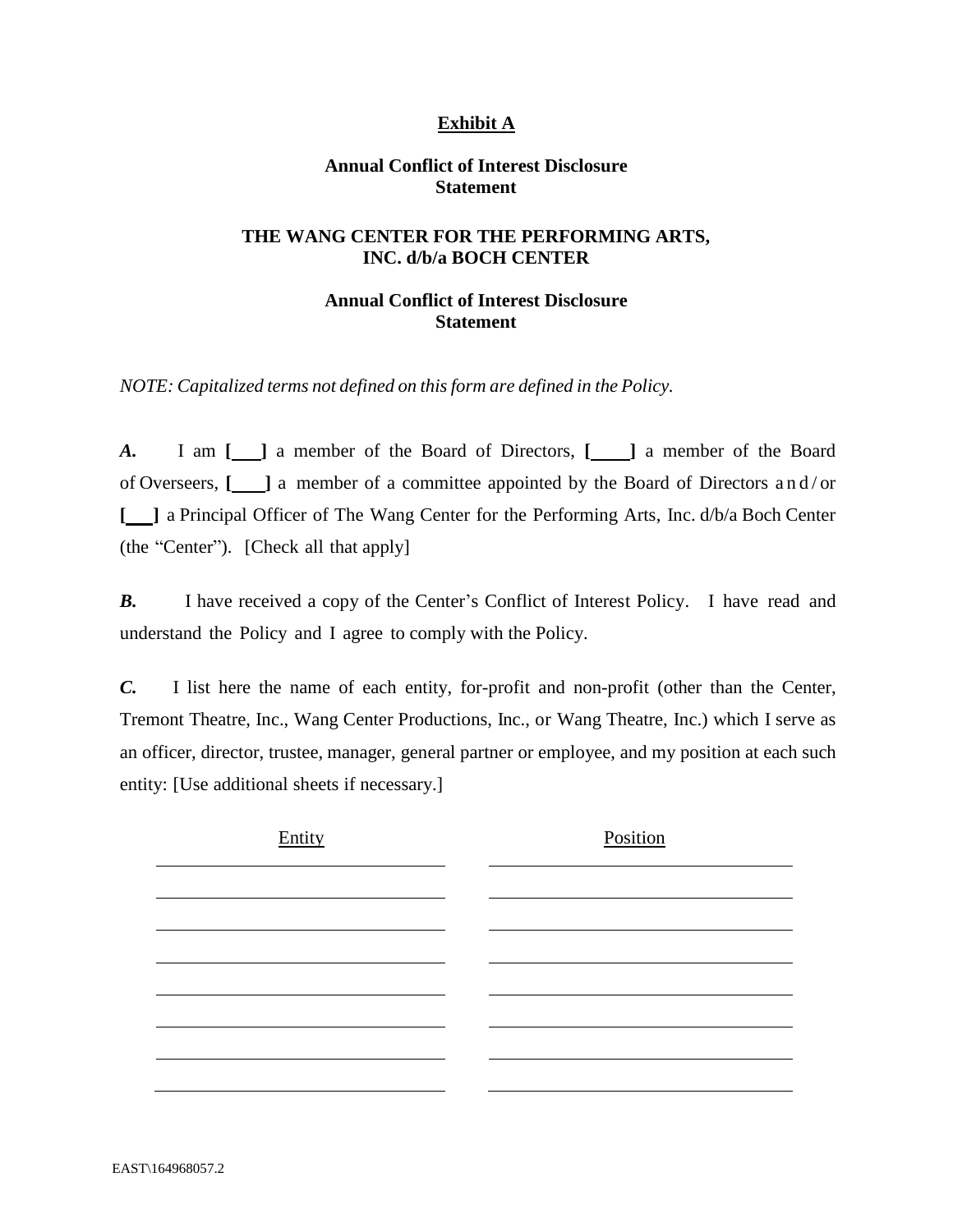## Exhibit A

### Annual Conflict of Interest Disclosure Statement

### THE WANG CENTER FOR THE PERFORMING ARTS, INC. d/b/a BOCH CENTER

### Annual Conflict of Interest Disclosure Statement

*NOTE: Capitalized terms not defined on this form are defined in the Policy.*

***A.*** I am **[ ]** a member of the Board of Directors, **[ ]** a member of the Board of Overseers, **[ ]** a member of a committee appointed by the Board of Directors and/or **[ ]** a Principal Officer of The Wang Center for the Performing Arts, Inc. d/b/a Boch Center (the "Center"). [Check all that apply]

***B.*** I have received a copy of the Center's Conflict of Interest Policy. I have read and understand the Policy and I agree to comply with the Policy.

***C.*** I list here the name of each entity, for-profit and non-profit (other than the Center, Tremont Theatre, Inc., Wang Center Productions, Inc., or Wang Theatre, Inc.) which I serve as an officer, director, trustee, manager, general partner or employee, and my position at each such entity: [Use additional sheets if necessary.]

| Entity | Position |
| --- | --- |
| | |
| | |
| | |
| | |
| | |
| | |
| | |
| | |

EAST\164968057.2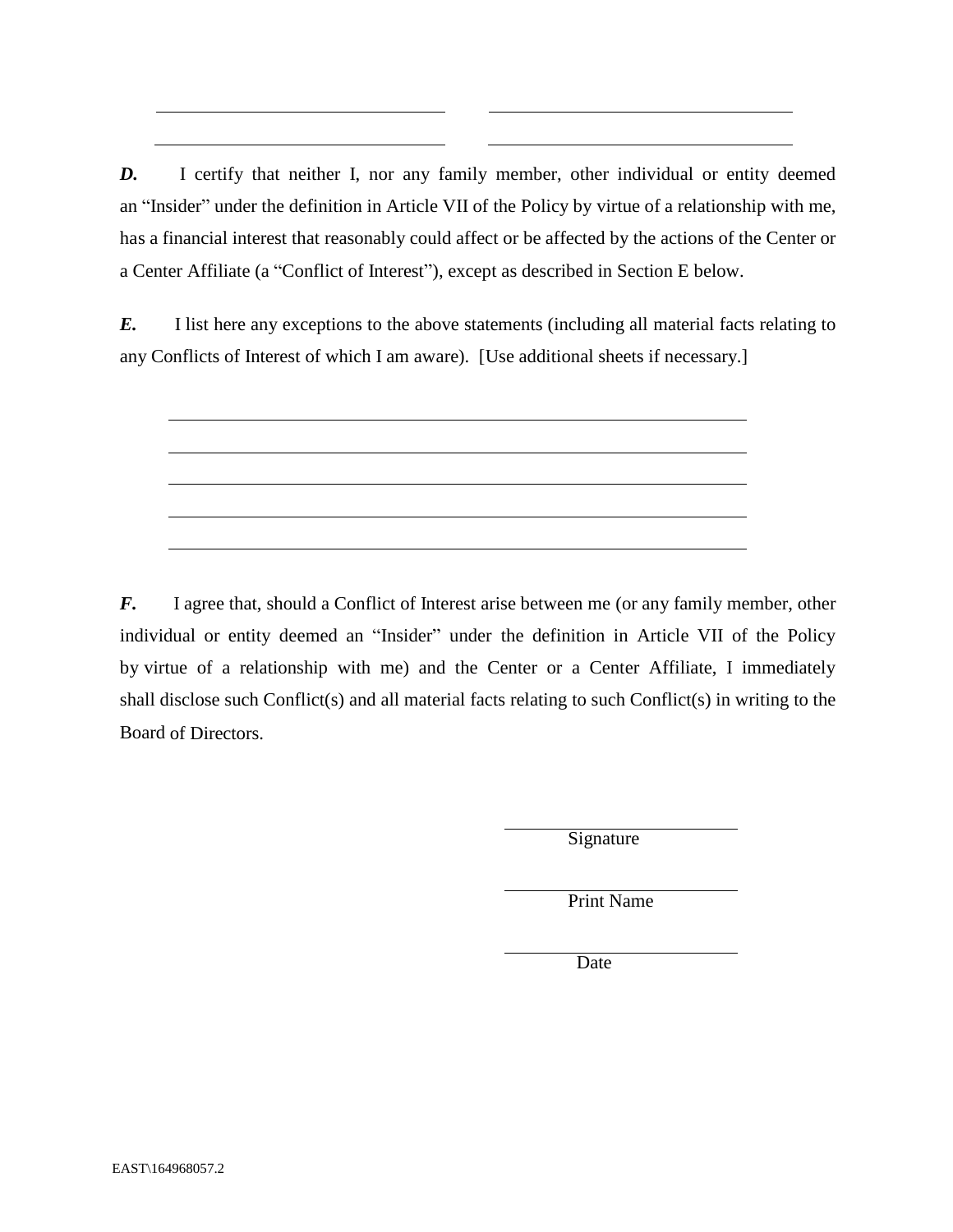*D.* I certify that neither I, nor any family member, other individual or entity deemed an "Insider" under the definition in Article VII of the Policy by virtue of a relationship with me, has a financial interest that reasonably could affect or be affected by the actions of the Center or a Center Affiliate (a "Conflict of Interest"), except as described in Section E below.

*E.* I list here any exceptions to the above statements (including all material facts relating to any Conflicts of Interest of which I am aware). [Use additional sheets if necessary.]

*F.* I agree that, should a Conflict of Interest arise between me (or any family member, other individual or entity deemed an "Insider" under the definition in Article VII of the Policy by virtue of a relationship with me) and the Center or a Center Affiliate, I immediately shall disclose such Conflict(s) and all material facts relating to such Conflict(s) in writing to the Board of Directors.

Signature

Print Name

Date

EAST\164968057.2